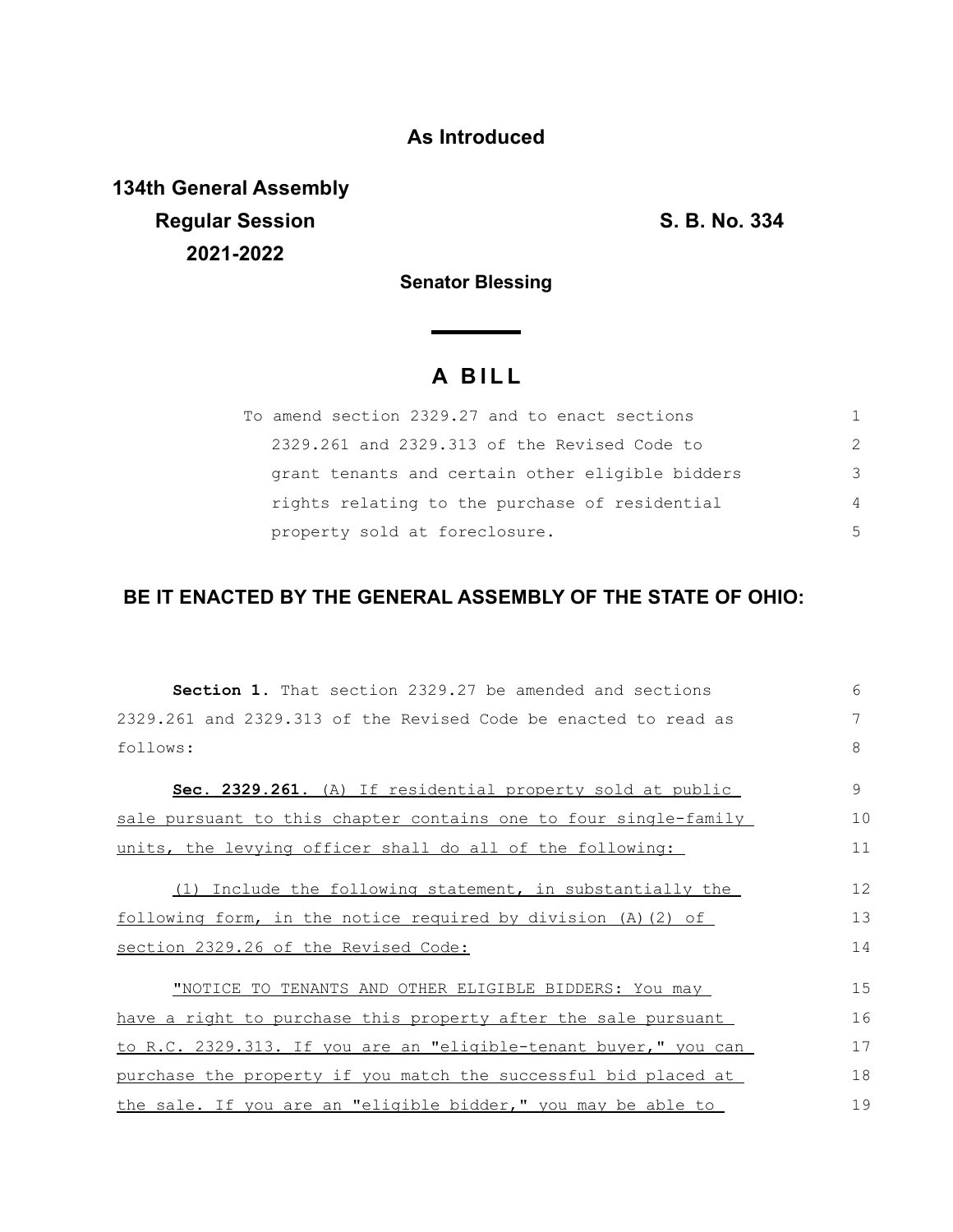**As Introduced**

**134th General Assembly**
**Regular Session**
**2021-2022**

**S. B. No. 334**

**Senator Blessing**

# A BILL

To amend section 2329.27 and to enact sections 2329.261 and 2329.313 of the Revised Code to grant tenants and certain other eligible bidders rights relating to the purchase of residential property sold at foreclosure.

## BE IT ENACTED BY THE GENERAL ASSEMBLY OF THE STATE OF OHIO:

**Section 1.** That section 2329.27 be amended and sections 2329.261 and 2329.313 of the Revised Code be enacted to read as follows:

**Sec. 2329.261.** (A) If residential property sold at public sale pursuant to this chapter contains one to four single-family units, the levying officer shall do all of the following:

(1) Include the following statement, in substantially the following form, in the notice required by division (A)(2) of section 2329.26 of the Revised Code:

"NOTICE TO TENANTS AND OTHER ELIGIBLE BIDDERS: You may have a right to purchase this property after the sale pursuant to R.C. 2329.313. If you are an "eligible-tenant buyer," you can purchase the property if you match the successful bid placed at the sale. If you are an "eligible bidder," you may be able to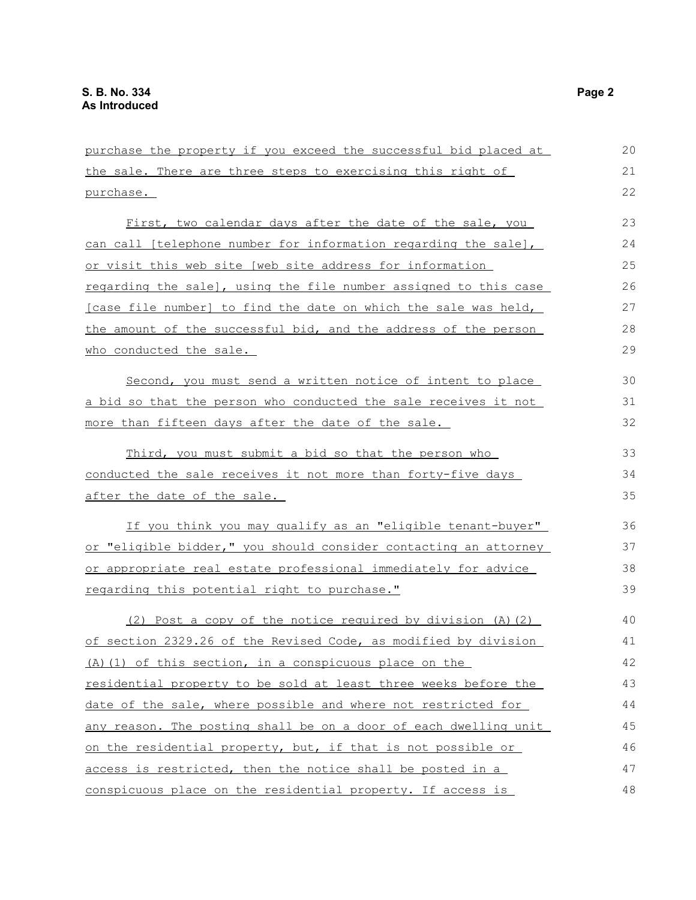purchase the property if you exceed the successful bid placed at the sale. There are three steps to exercising this right of purchase.

First, two calendar days after the date of the sale, you can call [telephone number for information regarding the sale], or visit this web site [web site address for information regarding the sale], using the file number assigned to this case [case file number] to find the date on which the sale was held, the amount of the successful bid, and the address of the person who conducted the sale.

Second, you must send a written notice of intent to place a bid so that the person who conducted the sale receives it not more than fifteen days after the date of the sale.

Third, you must submit a bid so that the person who conducted the sale receives it not more than forty-five days after the date of the sale.

If you think you may qualify as an "eligible tenant-buyer" or "eligible bidder," you should consider contacting an attorney or appropriate real estate professional immediately for advice regarding this potential right to purchase."

(2) Post a copy of the notice required by division (A)(2) of section 2329.26 of the Revised Code, as modified by division (A)(1) of this section, in a conspicuous place on the residential property to be sold at least three weeks before the date of the sale, where possible and where not restricted for any reason. The posting shall be on a door of each dwelling unit on the residential property, but, if that is not possible or access is restricted, then the notice shall be posted in a conspicuous place on the residential property. If access is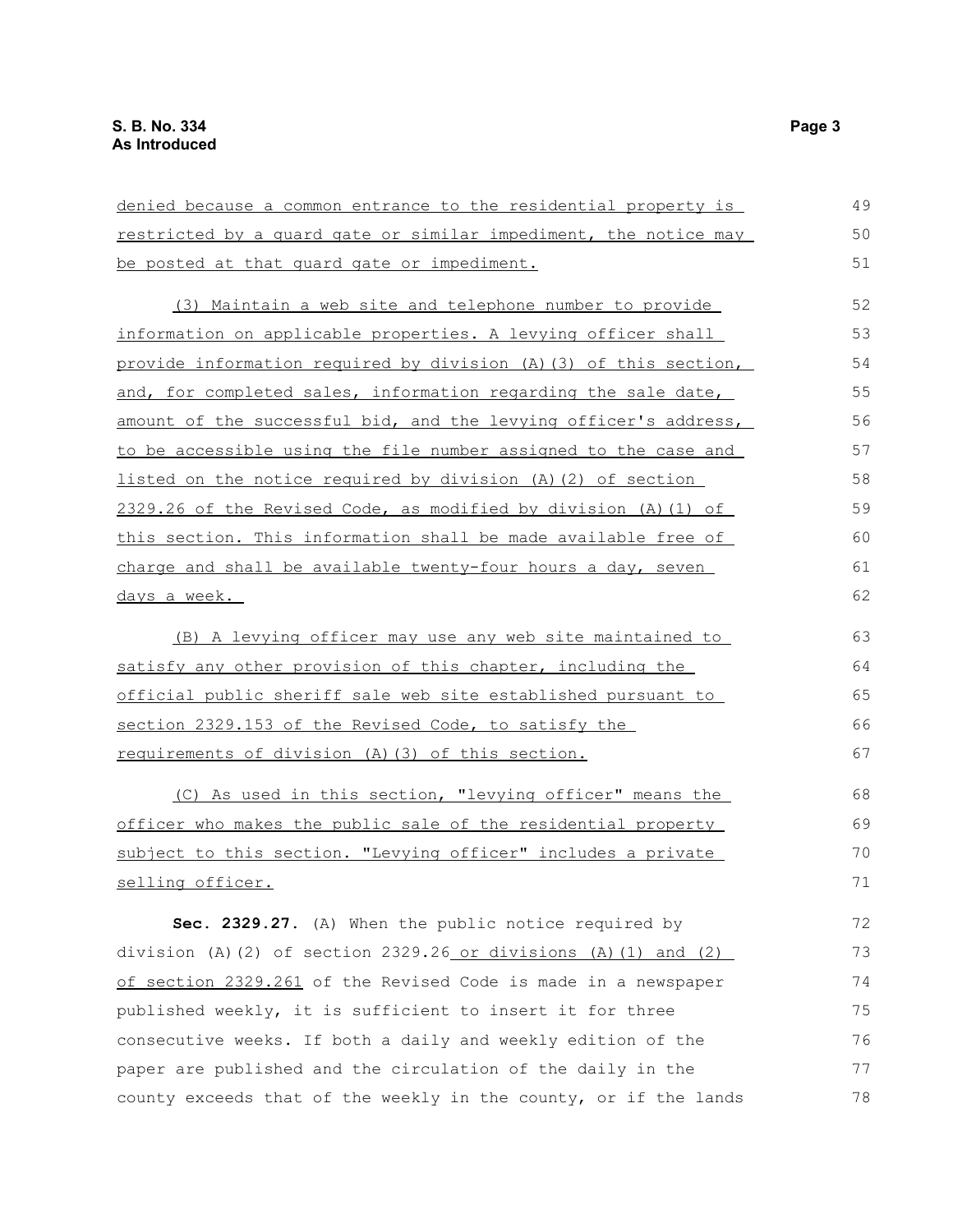denied because a common entrance to the residential property is restricted by a guard gate or similar impediment, the notice may be posted at that guard gate or impediment.

(3) Maintain a web site and telephone number to provide information on applicable properties. A levying officer shall provide information required by division (A)(3) of this section, and, for completed sales, information regarding the sale date, amount of the successful bid, and the levying officer's address, to be accessible using the file number assigned to the case and listed on the notice required by division (A)(2) of section 2329.26 of the Revised Code, as modified by division (A)(1) of this section. This information shall be made available free of charge and shall be available twenty-four hours a day, seven days a week.

(B) A levying officer may use any web site maintained to satisfy any other provision of this chapter, including the official public sheriff sale web site established pursuant to section 2329.153 of the Revised Code, to satisfy the requirements of division (A)(3) of this section.

(C) As used in this section, "levying officer" means the officer who makes the public sale of the residential property subject to this section. "Levying officer" includes a private selling officer.

**Sec. 2329.27.** (A) When the public notice required by division (A)(2) of section 2329.26 or divisions (A)(1) and (2) of section 2329.261 of the Revised Code is made in a newspaper published weekly, it is sufficient to insert it for three consecutive weeks. If both a daily and weekly edition of the paper are published and the circulation of the daily in the county exceeds that of the weekly in the county, or if the lands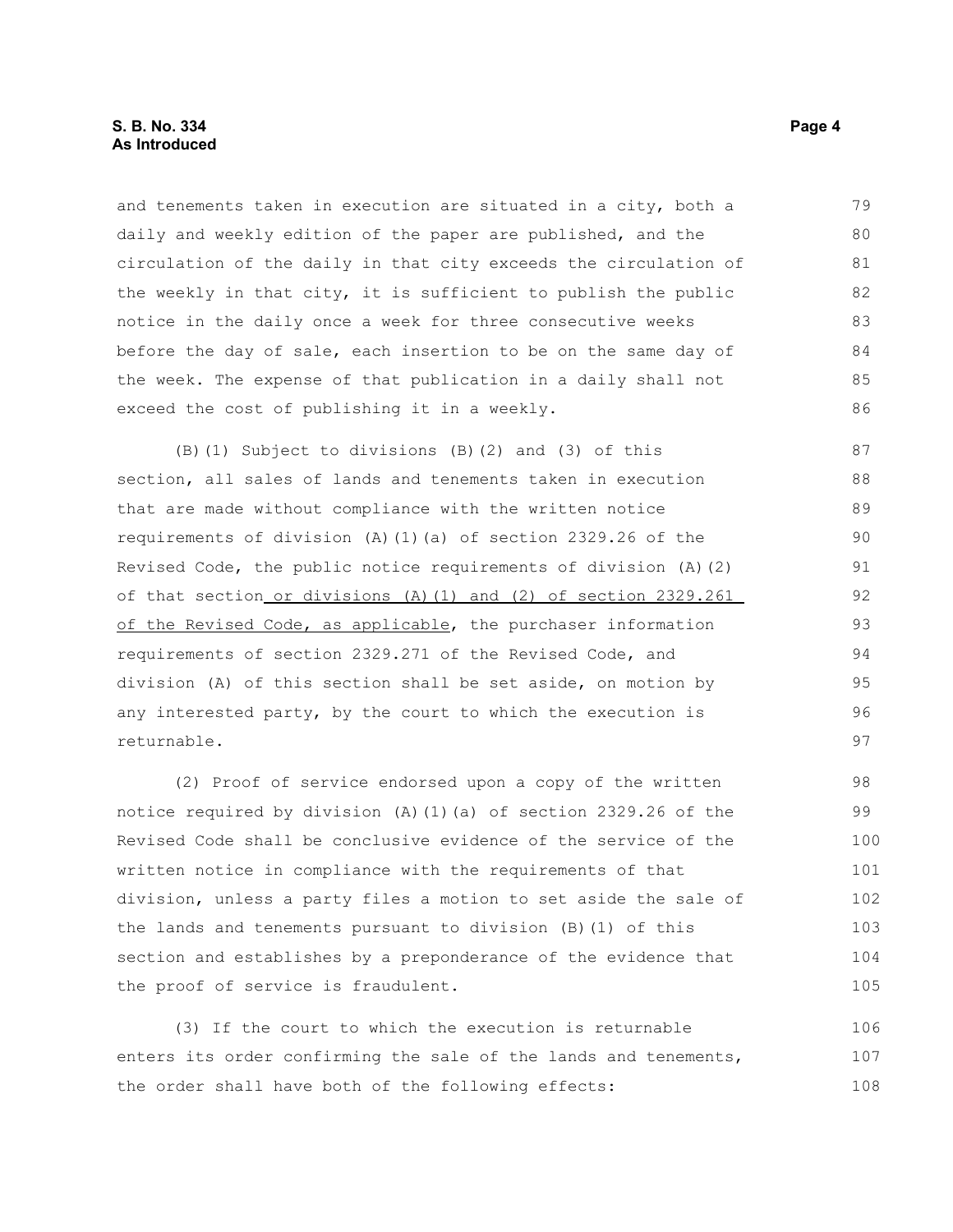and tenements taken in execution are situated in a city, both a daily and weekly edition of the paper are published, and the circulation of the daily in that city exceeds the circulation of the weekly in that city, it is sufficient to publish the public notice in the daily once a week for three consecutive weeks before the day of sale, each insertion to be on the same day of the week. The expense of that publication in a daily shall not exceed the cost of publishing it in a weekly.

(B)(1) Subject to divisions (B)(2) and (3) of this section, all sales of lands and tenements taken in execution that are made without compliance with the written notice requirements of division (A)(1)(a) of section 2329.26 of the Revised Code, the public notice requirements of division (A)(2) of that section or divisions (A)(1) and (2) of section 2329.261 of the Revised Code, as applicable, the purchaser information requirements of section 2329.271 of the Revised Code, and division (A) of this section shall be set aside, on motion by any interested party, by the court to which the execution is returnable.

(2) Proof of service endorsed upon a copy of the written notice required by division (A)(1)(a) of section 2329.26 of the Revised Code shall be conclusive evidence of the service of the written notice in compliance with the requirements of that division, unless a party files a motion to set aside the sale of the lands and tenements pursuant to division (B)(1) of this section and establishes by a preponderance of the evidence that the proof of service is fraudulent.

(3) If the court to which the execution is returnable enters its order confirming the sale of the lands and tenements, the order shall have both of the following effects: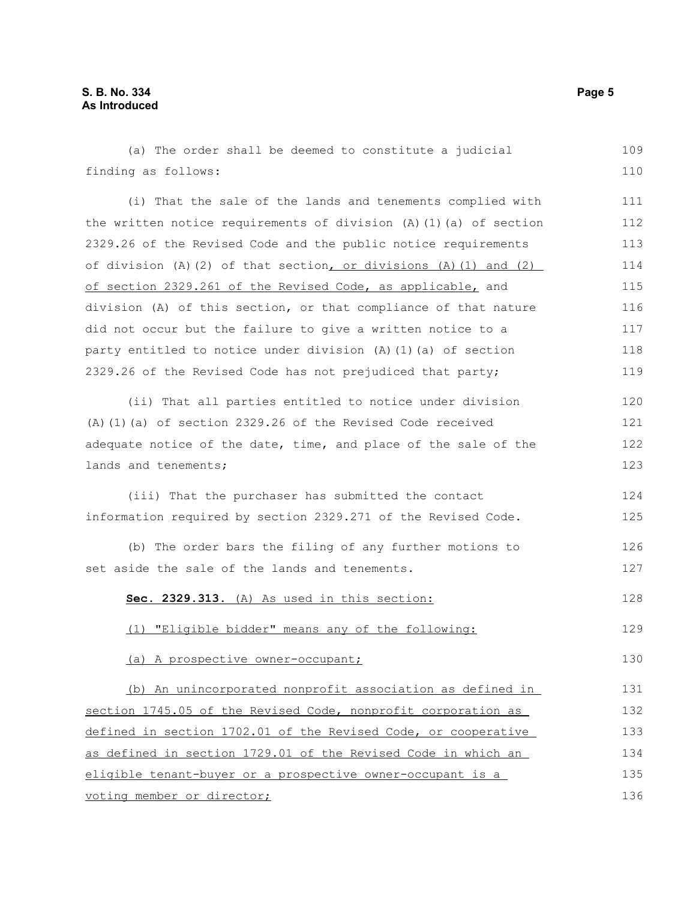(a) The order shall be deemed to constitute a judicial finding as follows:

(i) That the sale of the lands and tenements complied with the written notice requirements of division (A)(1)(a) of section 2329.26 of the Revised Code and the public notice requirements of division (A)(2) of that section, or divisions (A)(1) and (2) of section 2329.261 of the Revised Code, as applicable, and division (A) of this section, or that compliance of that nature did not occur but the failure to give a written notice to a party entitled to notice under division (A)(1)(a) of section 2329.26 of the Revised Code has not prejudiced that party;

(ii) That all parties entitled to notice under division (A)(1)(a) of section 2329.26 of the Revised Code received adequate notice of the date, time, and place of the sale of the lands and tenements;

(iii) That the purchaser has submitted the contact information required by section 2329.271 of the Revised Code.

(b) The order bars the filing of any further motions to set aside the sale of the lands and tenements.

**Sec. 2329.313.** (A) As used in this section:

(1) "Eligible bidder" means any of the following:

(a) A prospective owner-occupant;

(b) An unincorporated nonprofit association as defined in section 1745.05 of the Revised Code, nonprofit corporation as defined in section 1702.01 of the Revised Code, or cooperative as defined in section 1729.01 of the Revised Code in which an eligible tenant-buyer or a prospective owner-occupant is a voting member or director;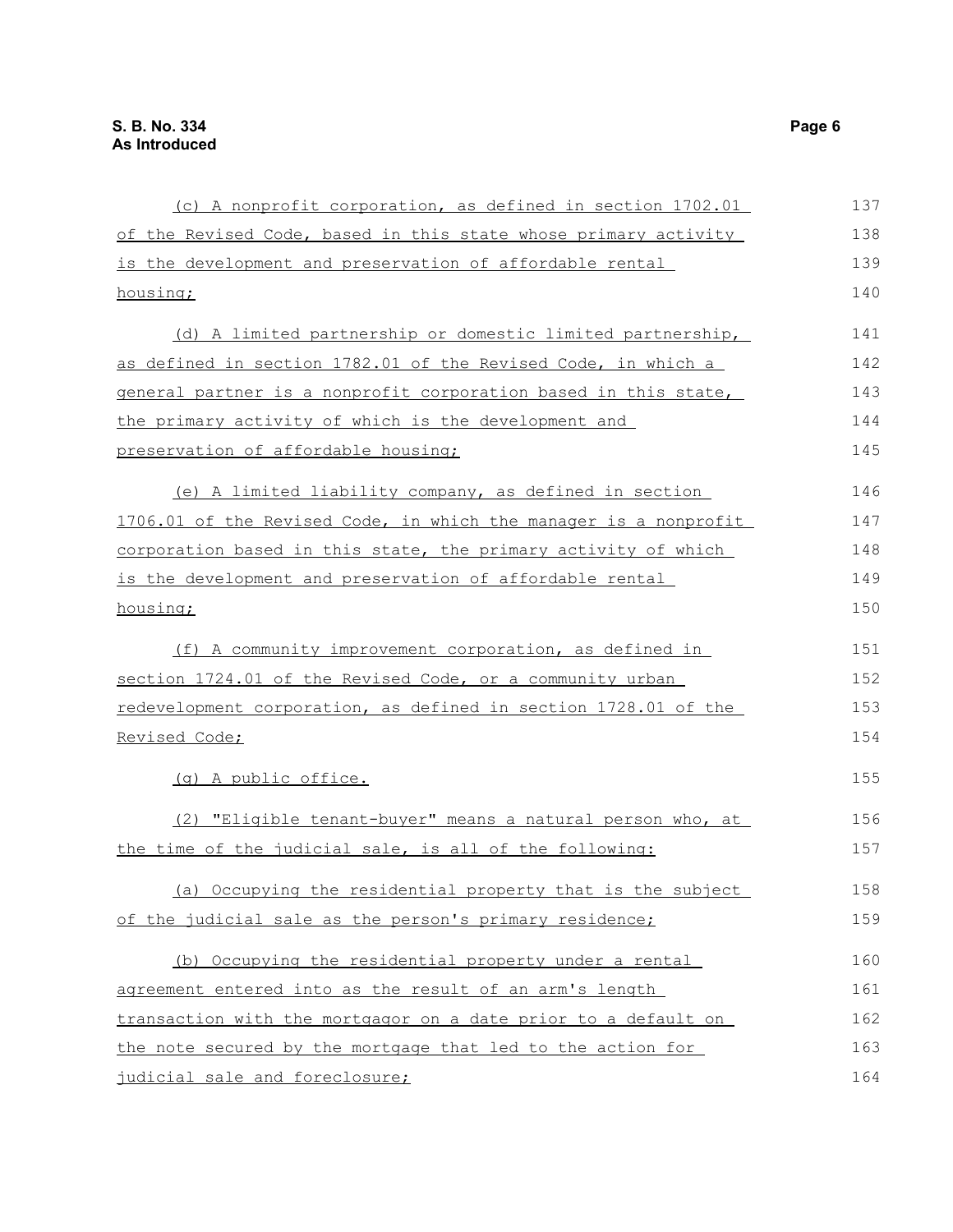(c) A nonprofit corporation, as defined in section 1702.01 of the Revised Code, based in this state whose primary activity is the development and preservation of affordable rental housing;

(d) A limited partnership or domestic limited partnership, as defined in section 1782.01 of the Revised Code, in which a general partner is a nonprofit corporation based in this state, the primary activity of which is the development and preservation of affordable housing;

(e) A limited liability company, as defined in section 1706.01 of the Revised Code, in which the manager is a nonprofit corporation based in this state, the primary activity of which is the development and preservation of affordable rental housing;

(f) A community improvement corporation, as defined in section 1724.01 of the Revised Code, or a community urban redevelopment corporation, as defined in section 1728.01 of the Revised Code;

(g) A public office.

(2) "Eligible tenant-buyer" means a natural person who, at the time of the judicial sale, is all of the following:

(a) Occupying the residential property that is the subject of the judicial sale as the person's primary residence;

(b) Occupying the residential property under a rental agreement entered into as the result of an arm's length transaction with the mortgagor on a date prior to a default on the note secured by the mortgage that led to the action for judicial sale and foreclosure;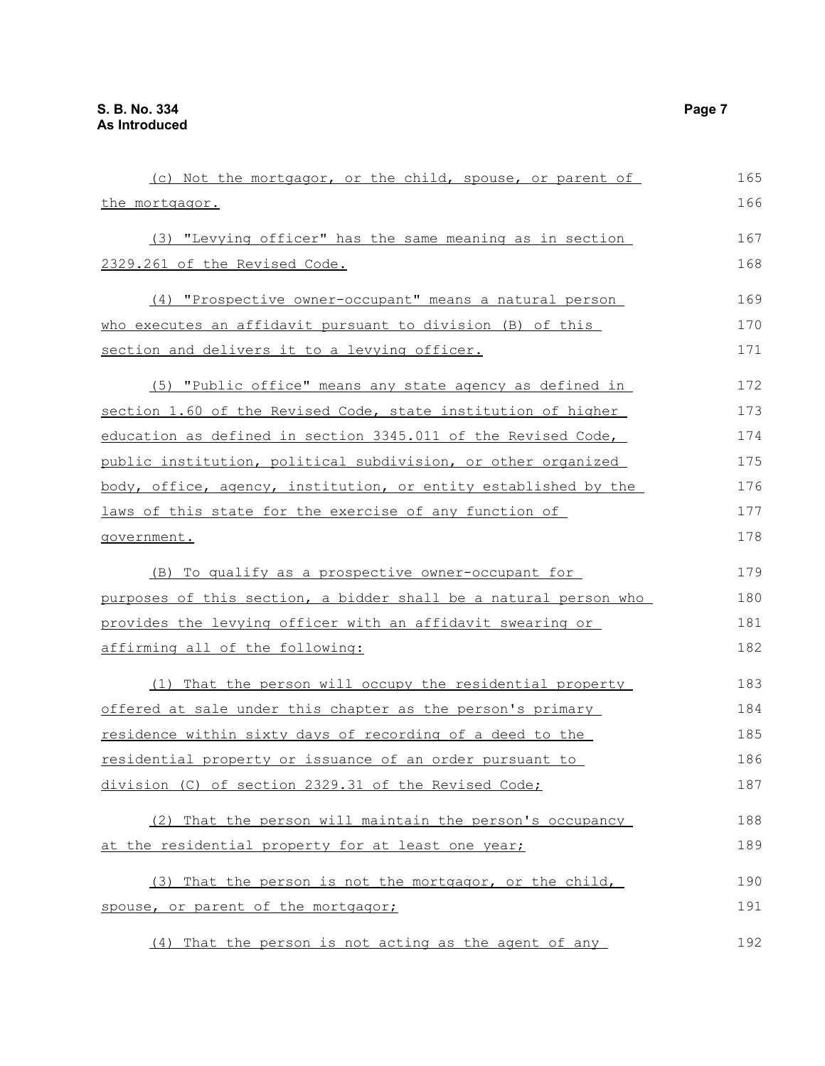(c) Not the mortgagor, or the child, spouse, or parent of the mortgagor.

(3) "Levying officer" has the same meaning as in section 2329.261 of the Revised Code.

(4) "Prospective owner-occupant" means a natural person who executes an affidavit pursuant to division (B) of this section and delivers it to a levying officer.

(5) "Public office" means any state agency as defined in section 1.60 of the Revised Code, state institution of higher education as defined in section 3345.011 of the Revised Code, public institution, political subdivision, or other organized body, office, agency, institution, or entity established by the laws of this state for the exercise of any function of government.

(B) To qualify as a prospective owner-occupant for purposes of this section, a bidder shall be a natural person who provides the levying officer with an affidavit swearing or affirming all of the following:

(1) That the person will occupy the residential property offered at sale under this chapter as the person's primary residence within sixty days of recording of a deed to the residential property or issuance of an order pursuant to division (C) of section 2329.31 of the Revised Code;

(2) That the person will maintain the person's occupancy at the residential property for at least one year;

(3) That the person is not the mortgagor, or the child, spouse, or parent of the mortgagor;

(4) That the person is not acting as the agent of any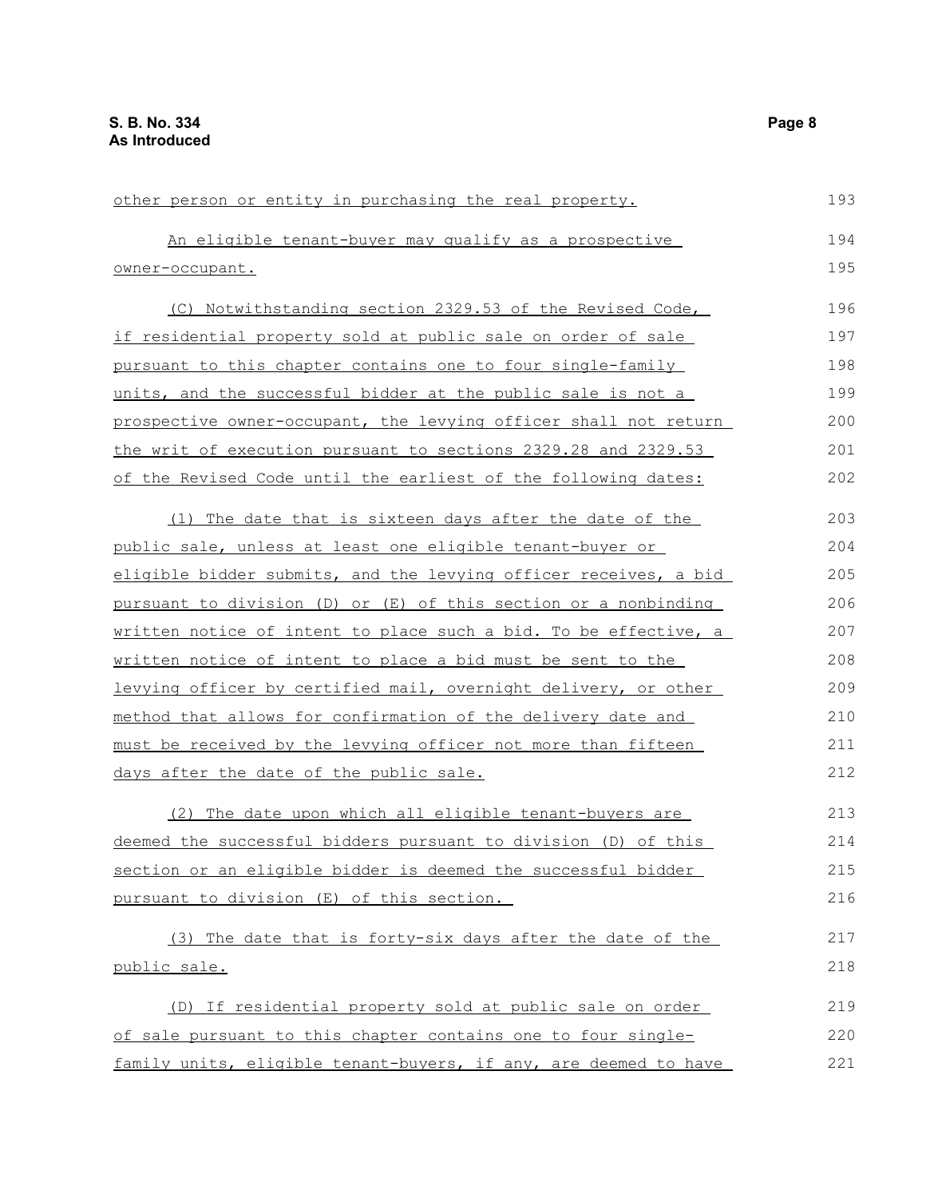other person or entity in purchasing the real property.

An eligible tenant-buyer may qualify as a prospective owner-occupant.

(C) Notwithstanding section 2329.53 of the Revised Code, if residential property sold at public sale on order of sale pursuant to this chapter contains one to four single-family units, and the successful bidder at the public sale is not a prospective owner-occupant, the levying officer shall not return the writ of execution pursuant to sections 2329.28 and 2329.53 of the Revised Code until the earliest of the following dates:

(1) The date that is sixteen days after the date of the public sale, unless at least one eligible tenant-buyer or eligible bidder submits, and the levying officer receives, a bid pursuant to division (D) or (E) of this section or a nonbinding written notice of intent to place such a bid. To be effective, a written notice of intent to place a bid must be sent to the levying officer by certified mail, overnight delivery, or other method that allows for confirmation of the delivery date and must be received by the levying officer not more than fifteen days after the date of the public sale.

(2) The date upon which all eligible tenant-buyers are deemed the successful bidders pursuant to division (D) of this section or an eligible bidder is deemed the successful bidder pursuant to division (E) of this section.

(3) The date that is forty-six days after the date of the public sale.

(D) If residential property sold at public sale on order of sale pursuant to this chapter contains one to four single-family units, eligible tenant-buyers, if any, are deemed to have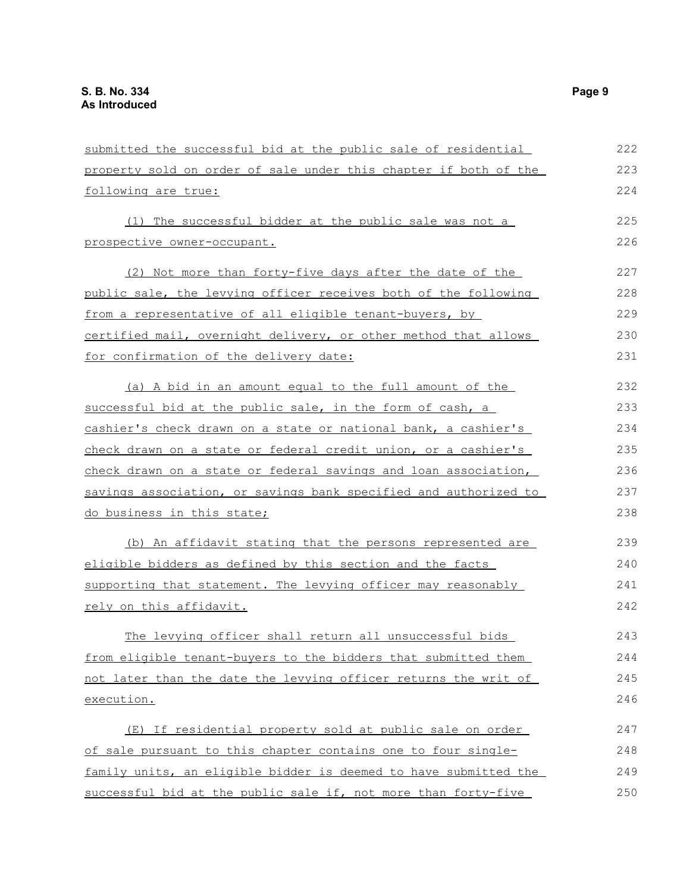submitted the successful bid at the public sale of residential property sold on order of sale under this chapter if both of the following are true:

(1) The successful bidder at the public sale was not a prospective owner-occupant.

(2) Not more than forty-five days after the date of the public sale, the levying officer receives both of the following from a representative of all eligible tenant-buyers, by certified mail, overnight delivery, or other method that allows for confirmation of the delivery date:

(a) A bid in an amount equal to the full amount of the successful bid at the public sale, in the form of cash, a cashier's check drawn on a state or national bank, a cashier's check drawn on a state or federal credit union, or a cashier's check drawn on a state or federal savings and loan association, savings association, or savings bank specified and authorized to do business in this state;

(b) An affidavit stating that the persons represented are eligible bidders as defined by this section and the facts supporting that statement. The levying officer may reasonably rely on this affidavit.

The levying officer shall return all unsuccessful bids from eligible tenant-buyers to the bidders that submitted them not later than the date the levying officer returns the writ of execution.

(E) If residential property sold at public sale on order of sale pursuant to this chapter contains one to four single-family units, an eligible bidder is deemed to have submitted the successful bid at the public sale if, not more than forty-five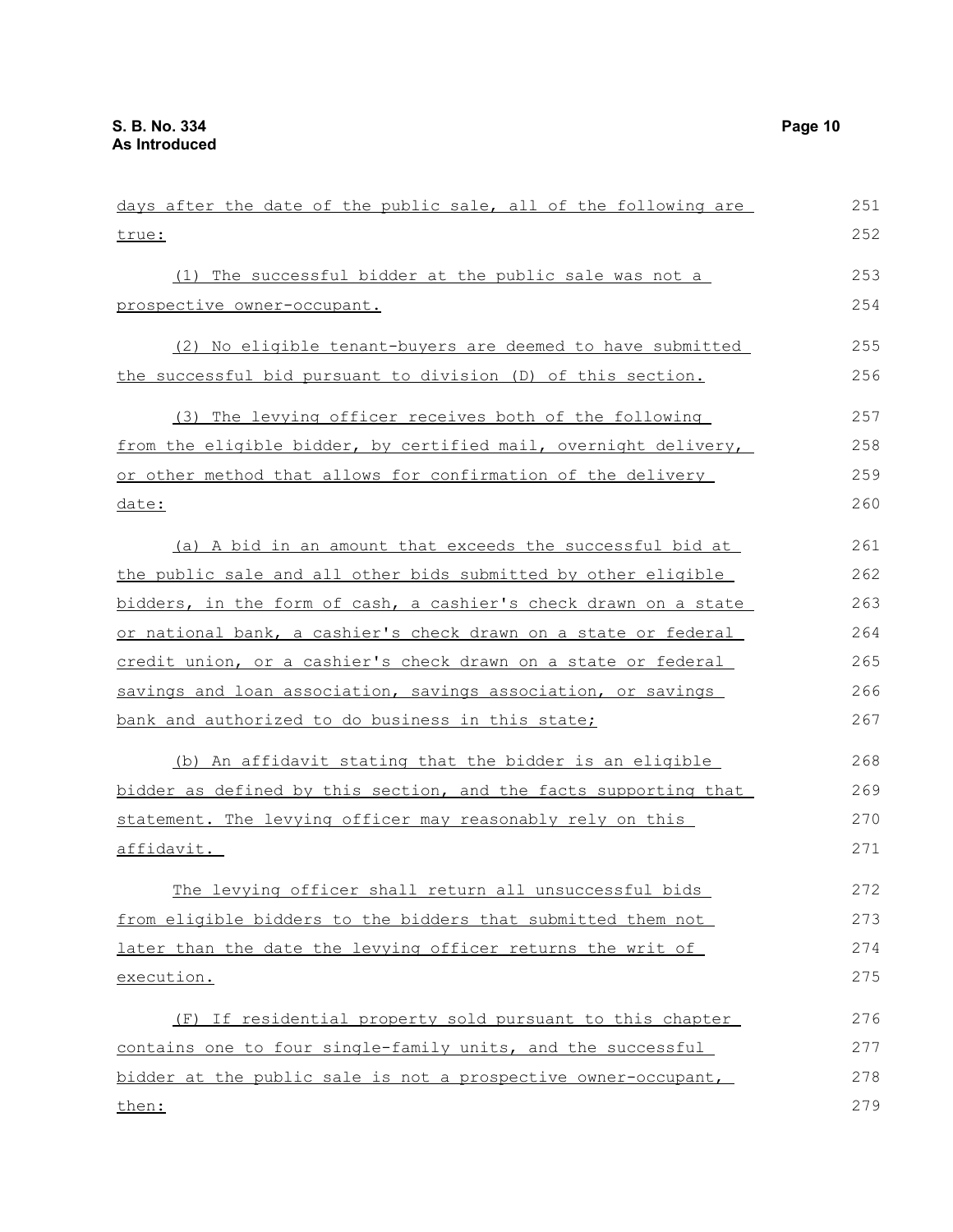days after the date of the public sale, all of the following are true:

(1) The successful bidder at the public sale was not a prospective owner-occupant.

(2) No eligible tenant-buyers are deemed to have submitted the successful bid pursuant to division (D) of this section.

(3) The levying officer receives both of the following from the eligible bidder, by certified mail, overnight delivery, or other method that allows for confirmation of the delivery date:

(a) A bid in an amount that exceeds the successful bid at the public sale and all other bids submitted by other eligible bidders, in the form of cash, a cashier's check drawn on a state or national bank, a cashier's check drawn on a state or federal credit union, or a cashier's check drawn on a state or federal savings and loan association, savings association, or savings bank and authorized to do business in this state;

(b) An affidavit stating that the bidder is an eligible bidder as defined by this section, and the facts supporting that statement. The levying officer may reasonably rely on this affidavit.

The levying officer shall return all unsuccessful bids from eligible bidders to the bidders that submitted them not later than the date the levying officer returns the writ of execution.

(F) If residential property sold pursuant to this chapter contains one to four single-family units, and the successful bidder at the public sale is not a prospective owner-occupant, then: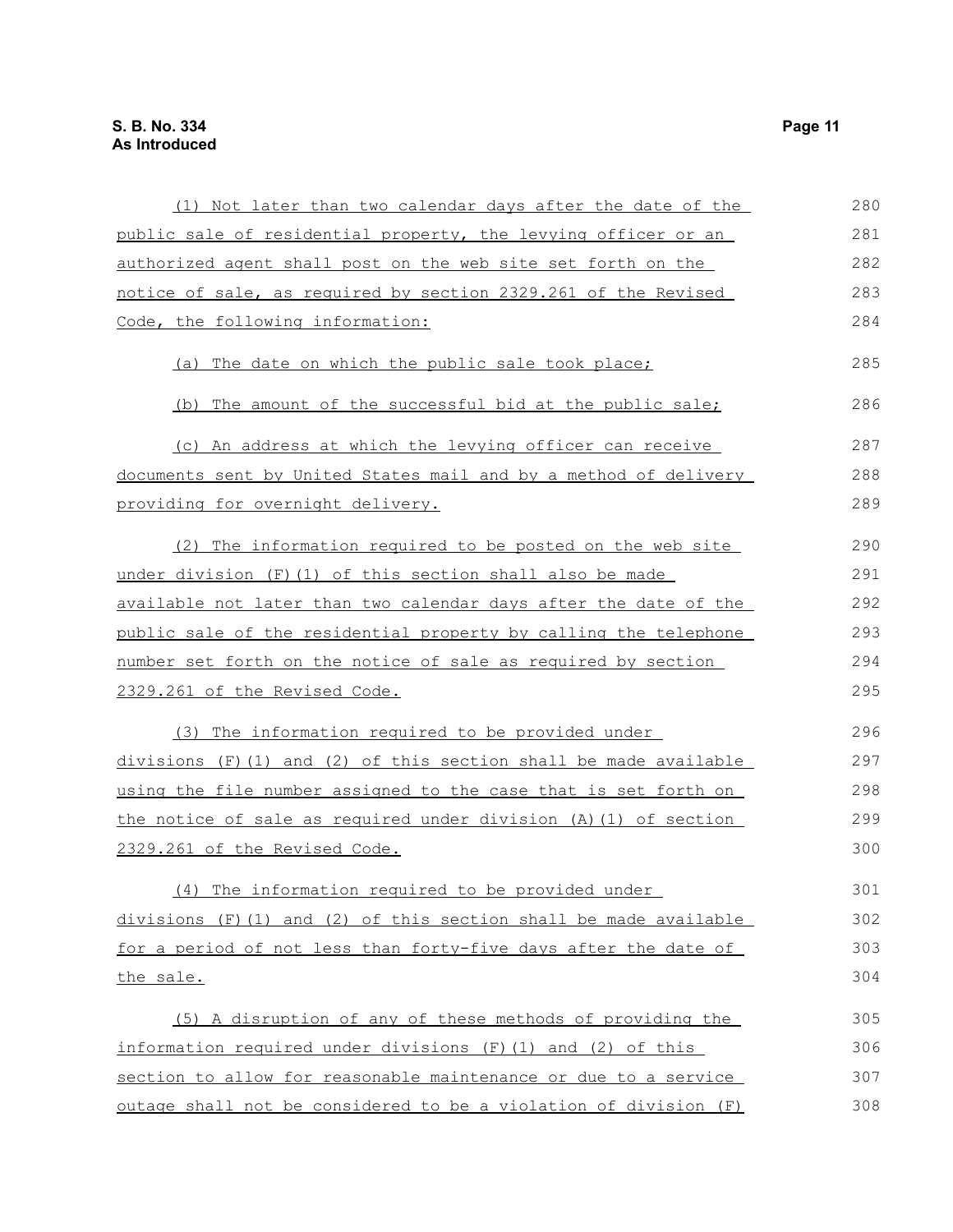(1) Not later than two calendar days after the date of the public sale of residential property, the levying officer or an authorized agent shall post on the web site set forth on the notice of sale, as required by section 2329.261 of the Revised Code, the following information:

(a) The date on which the public sale took place;

(b) The amount of the successful bid at the public sale;

(c) An address at which the levying officer can receive documents sent by United States mail and by a method of delivery providing for overnight delivery.

(2) The information required to be posted on the web site under division (F)(1) of this section shall also be made available not later than two calendar days after the date of the public sale of the residential property by calling the telephone number set forth on the notice of sale as required by section 2329.261 of the Revised Code.

(3) The information required to be provided under divisions (F)(1) and (2) of this section shall be made available using the file number assigned to the case that is set forth on the notice of sale as required under division (A)(1) of section 2329.261 of the Revised Code.

(4) The information required to be provided under divisions (F)(1) and (2) of this section shall be made available for a period of not less than forty-five days after the date of the sale.

(5) A disruption of any of these methods of providing the information required under divisions (F)(1) and (2) of this section to allow for reasonable maintenance or due to a service outage shall not be considered to be a violation of division (F)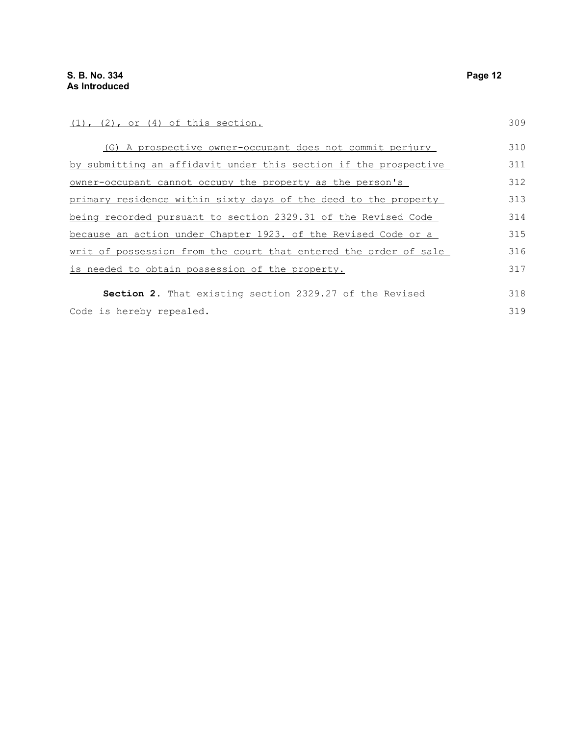(1), (2), or (4) of this section.

(G) A prospective owner-occupant does not commit perjury by submitting an affidavit under this section if the prospective owner-occupant cannot occupy the property as the person's primary residence within sixty days of the deed to the property being recorded pursuant to section 2329.31 of the Revised Code because an action under Chapter 1923. of the Revised Code or a writ of possession from the court that entered the order of sale is needed to obtain possession of the property.

**Section 2.** That existing section 2329.27 of the Revised Code is hereby repealed.